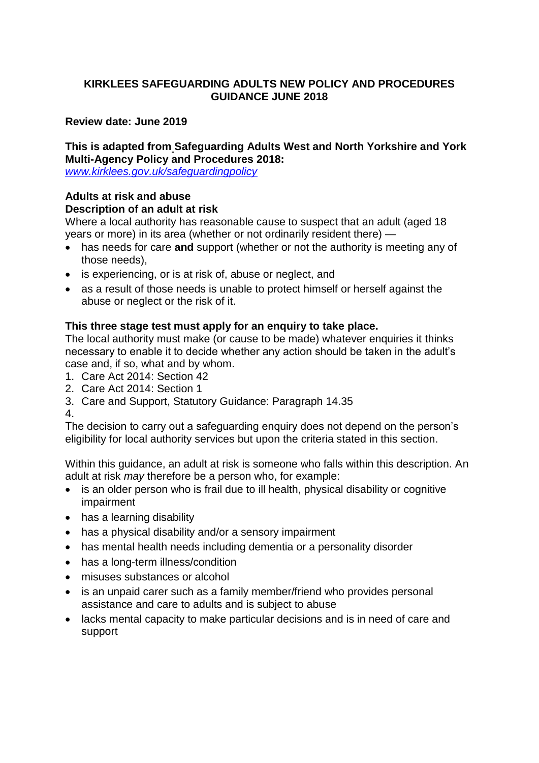**KIRKLEES SAFEGUARDING ADULTS NEW POLICY AND PROCEDURES GUIDANCE JUNE 2018**

**Review date: June 2019**

**This is adapted from Safeguarding Adults West and North Yorkshire and York Multi-Agency Policy and Procedures 2018:**
*www.kirklees.gov.uk/safeguardingpolicy*

**Adults at risk and abuse**

**Description of an adult at risk**

Where a local authority has reasonable cause to suspect that an adult (aged 18 years or more) in its area (whether or not ordinarily resident there) —

- has needs for care **and** support (whether or not the authority is meeting any of those needs),
- is experiencing, or is at risk of, abuse or neglect, and
- as a result of those needs is unable to protect himself or herself against the abuse or neglect or the risk of it.

**This three stage test must apply for an enquiry to take place.**

The local authority must make (or cause to be made) whatever enquiries it thinks necessary to enable it to decide whether any action should be taken in the adult's case and, if so, what and by whom.

1. Care Act 2014: Section 42
2. Care Act 2014: Section 1
3. Care and Support, Statutory Guidance: Paragraph 14.35
4.

The decision to carry out a safeguarding enquiry does not depend on the person's eligibility for local authority services but upon the criteria stated in this section.

Within this guidance, an adult at risk is someone who falls within this description. An adult at risk *may* therefore be a person who, for example:

- is an older person who is frail due to ill health, physical disability or cognitive impairment
- has a learning disability
- has a physical disability and/or a sensory impairment
- has mental health needs including dementia or a personality disorder
- has a long-term illness/condition
- misuses substances or alcohol
- is an unpaid carer such as a family member/friend who provides personal assistance and care to adults and is subject to abuse
- lacks mental capacity to make particular decisions and is in need of care and support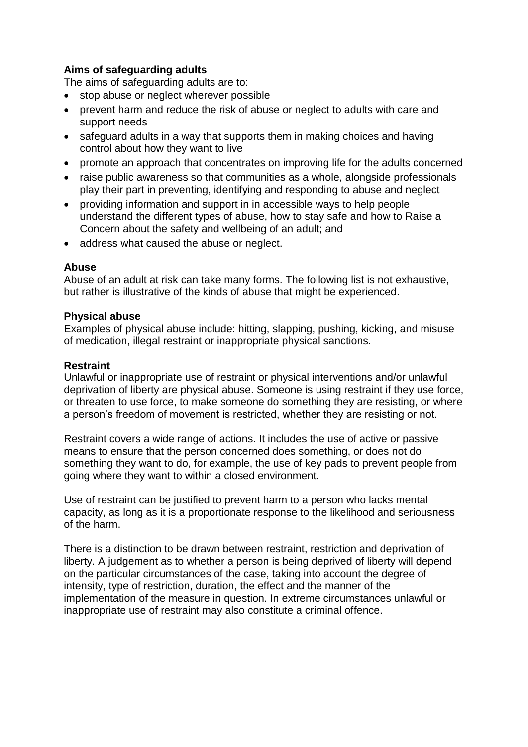**Aims of safeguarding adults**

The aims of safeguarding adults are to:

- stop abuse or neglect wherever possible
- prevent harm and reduce the risk of abuse or neglect to adults with care and support needs
- safeguard adults in a way that supports them in making choices and having control about how they want to live
- promote an approach that concentrates on improving life for the adults concerned
- raise public awareness so that communities as a whole, alongside professionals play their part in preventing, identifying and responding to abuse and neglect
- providing information and support in in accessible ways to help people understand the different types of abuse, how to stay safe and how to Raise a Concern about the safety and wellbeing of an adult; and
- address what caused the abuse or neglect.

**Abuse**

Abuse of an adult at risk can take many forms. The following list is not exhaustive, but rather is illustrative of the kinds of abuse that might be experienced.

**Physical abuse**

Examples of physical abuse include: hitting, slapping, pushing, kicking, and misuse of medication, illegal restraint or inappropriate physical sanctions.

**Restraint**

Unlawful or inappropriate use of restraint or physical interventions and/or unlawful deprivation of liberty are physical abuse. Someone is using restraint if they use force, or threaten to use force, to make someone do something they are resisting, or where a person's freedom of movement is restricted, whether they are resisting or not.

Restraint covers a wide range of actions. It includes the use of active or passive means to ensure that the person concerned does something, or does not do something they want to do, for example, the use of key pads to prevent people from going where they want to within a closed environment.

Use of restraint can be justified to prevent harm to a person who lacks mental capacity, as long as it is a proportionate response to the likelihood and seriousness of the harm.

There is a distinction to be drawn between restraint, restriction and deprivation of liberty. A judgement as to whether a person is being deprived of liberty will depend on the particular circumstances of the case, taking into account the degree of intensity, type of restriction, duration, the effect and the manner of the implementation of the measure in question. In extreme circumstances unlawful or inappropriate use of restraint may also constitute a criminal offence.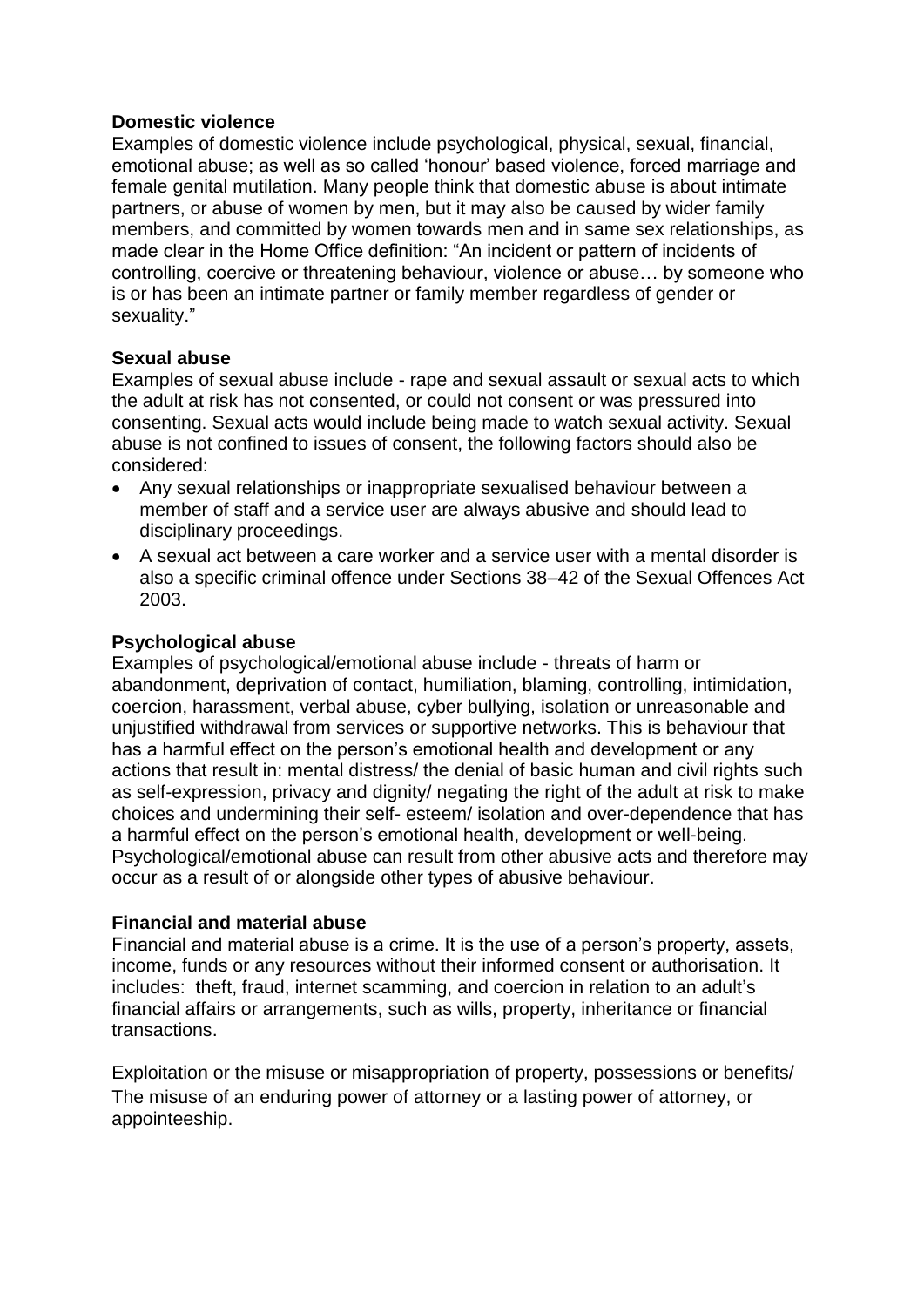**Domestic violence**

Examples of domestic violence include psychological, physical, sexual, financial, emotional abuse; as well as so called 'honour' based violence, forced marriage and female genital mutilation. Many people think that domestic abuse is about intimate partners, or abuse of women by men, but it may also be caused by wider family members, and committed by women towards men and in same sex relationships, as made clear in the Home Office definition: "An incident or pattern of incidents of controlling, coercive or threatening behaviour, violence or abuse… by someone who is or has been an intimate partner or family member regardless of gender or sexuality."

**Sexual abuse**

Examples of sexual abuse include - rape and sexual assault or sexual acts to which the adult at risk has not consented, or could not consent or was pressured into consenting. Sexual acts would include being made to watch sexual activity. Sexual abuse is not confined to issues of consent, the following factors should also be considered:

- Any sexual relationships or inappropriate sexualised behaviour between a member of staff and a service user are always abusive and should lead to disciplinary proceedings.
- A sexual act between a care worker and a service user with a mental disorder is also a specific criminal offence under Sections 38–42 of the Sexual Offences Act 2003.

**Psychological abuse**

Examples of psychological/emotional abuse include - threats of harm or abandonment, deprivation of contact, humiliation, blaming, controlling, intimidation, coercion, harassment, verbal abuse, cyber bullying, isolation or unreasonable and unjustified withdrawal from services or supportive networks. This is behaviour that has a harmful effect on the person's emotional health and development or any actions that result in: mental distress/ the denial of basic human and civil rights such as self-expression, privacy and dignity/ negating the right of the adult at risk to make choices and undermining their self- esteem/ isolation and over-dependence that has a harmful effect on the person's emotional health, development or well-being. Psychological/emotional abuse can result from other abusive acts and therefore may occur as a result of or alongside other types of abusive behaviour.

**Financial and material abuse**

Financial and material abuse is a crime. It is the use of a person's property, assets, income, funds or any resources without their informed consent or authorisation. It includes: theft, fraud, internet scamming, and coercion in relation to an adult's financial affairs or arrangements, such as wills, property, inheritance or financial transactions.

Exploitation or the misuse or misappropriation of property, possessions or benefits/ The misuse of an enduring power of attorney or a lasting power of attorney, or appointeeship.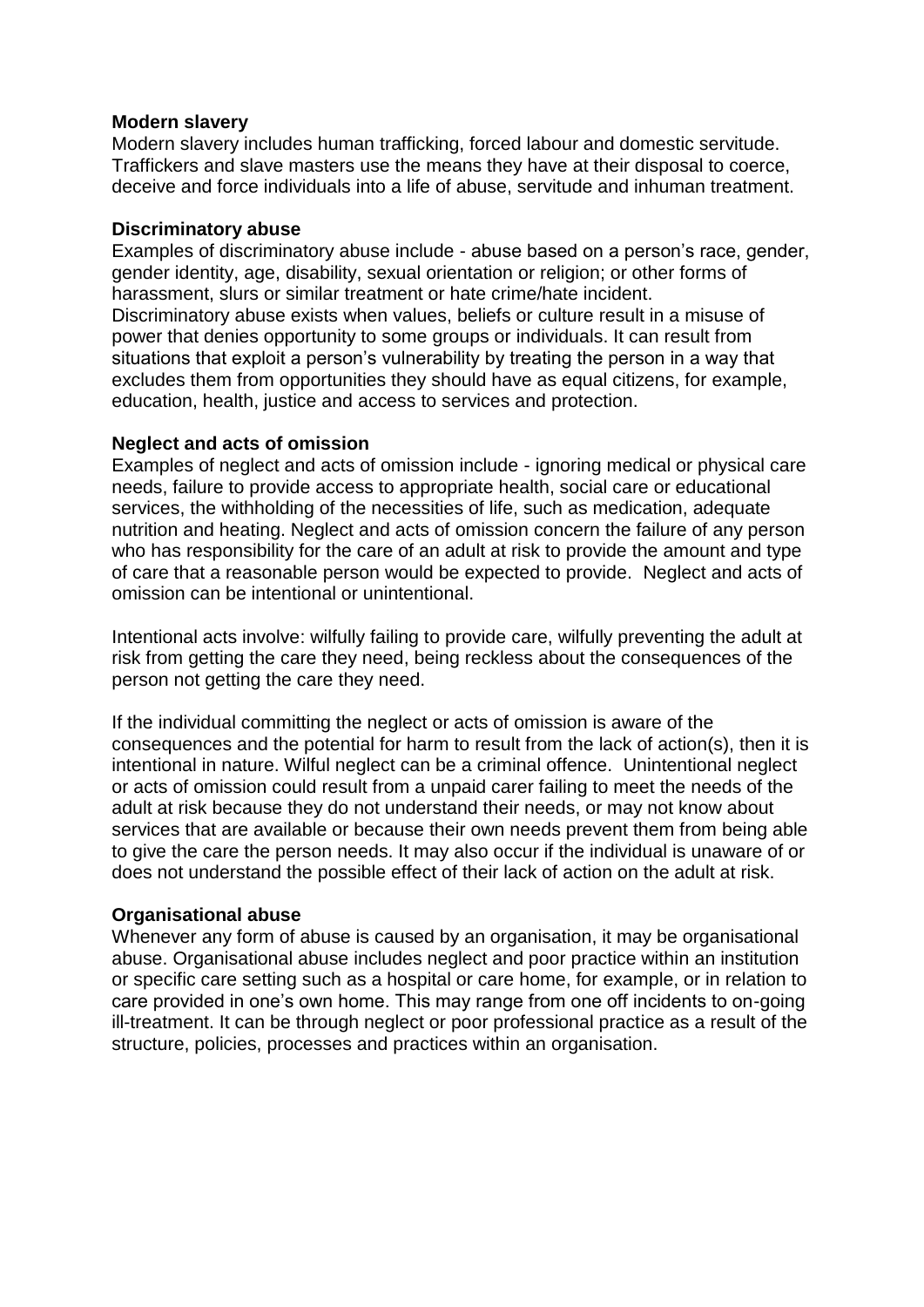**Modern slavery**

Modern slavery includes human trafficking, forced labour and domestic servitude. Traffickers and slave masters use the means they have at their disposal to coerce, deceive and force individuals into a life of abuse, servitude and inhuman treatment.

**Discriminatory abuse**

Examples of discriminatory abuse include - abuse based on a person's race, gender, gender identity, age, disability, sexual orientation or religion; or other forms of harassment, slurs or similar treatment or hate crime/hate incident.
Discriminatory abuse exists when values, beliefs or culture result in a misuse of power that denies opportunity to some groups or individuals. It can result from situations that exploit a person's vulnerability by treating the person in a way that excludes them from opportunities they should have as equal citizens, for example, education, health, justice and access to services and protection.

**Neglect and acts of omission**

Examples of neglect and acts of omission include - ignoring medical or physical care needs, failure to provide access to appropriate health, social care or educational services, the withholding of the necessities of life, such as medication, adequate nutrition and heating. Neglect and acts of omission concern the failure of any person who has responsibility for the care of an adult at risk to provide the amount and type of care that a reasonable person would be expected to provide. Neglect and acts of omission can be intentional or unintentional.

Intentional acts involve: wilfully failing to provide care, wilfully preventing the adult at risk from getting the care they need, being reckless about the consequences of the person not getting the care they need.

If the individual committing the neglect or acts of omission is aware of the consequences and the potential for harm to result from the lack of action(s), then it is intentional in nature. Wilful neglect can be a criminal offence. Unintentional neglect or acts of omission could result from a unpaid carer failing to meet the needs of the adult at risk because they do not understand their needs, or may not know about services that are available or because their own needs prevent them from being able to give the care the person needs. It may also occur if the individual is unaware of or does not understand the possible effect of their lack of action on the adult at risk.

**Organisational abuse**

Whenever any form of abuse is caused by an organisation, it may be organisational abuse. Organisational abuse includes neglect and poor practice within an institution or specific care setting such as a hospital or care home, for example, or in relation to care provided in one's own home. This may range from one off incidents to on-going ill-treatment. It can be through neglect or poor professional practice as a result of the structure, policies, processes and practices within an organisation.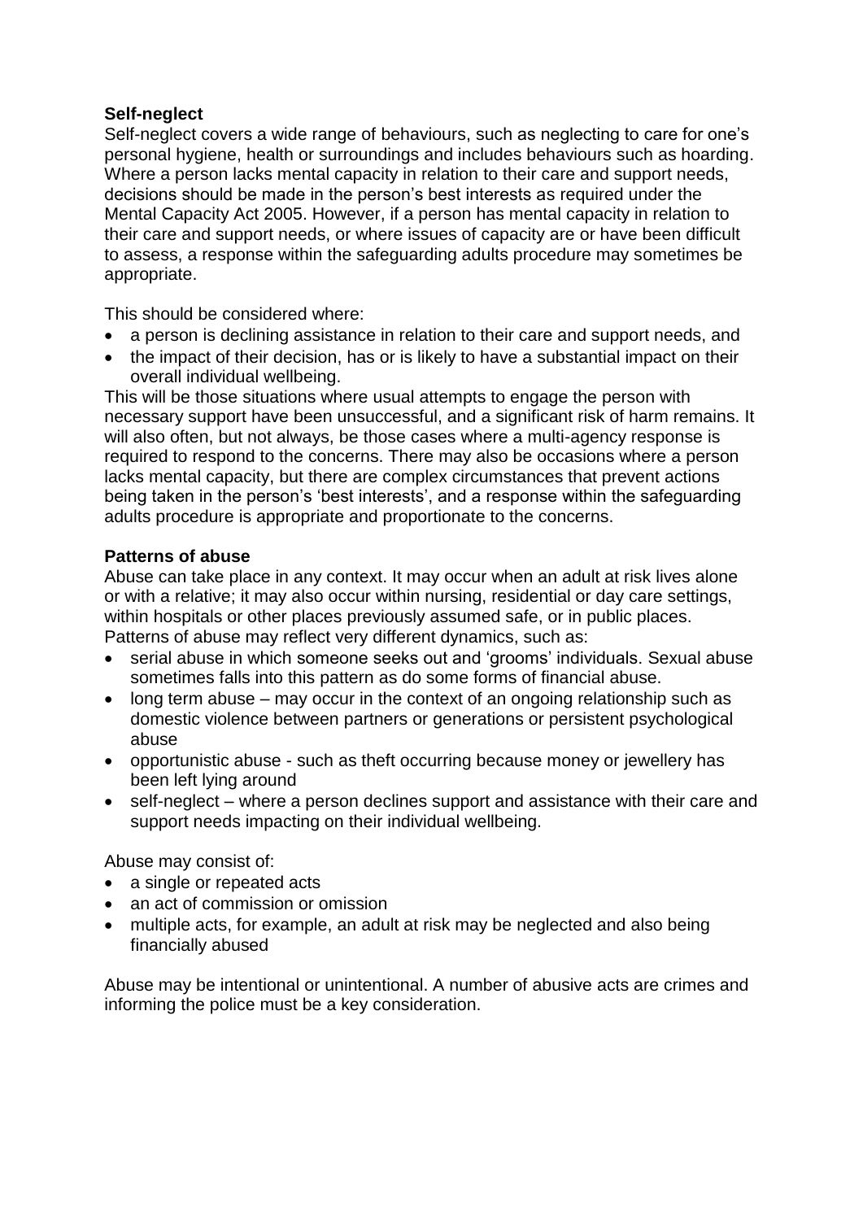**Self-neglect**

Self-neglect covers a wide range of behaviours, such as neglecting to care for one's personal hygiene, health or surroundings and includes behaviours such as hoarding. Where a person lacks mental capacity in relation to their care and support needs, decisions should be made in the person's best interests as required under the Mental Capacity Act 2005. However, if a person has mental capacity in relation to their care and support needs, or where issues of capacity are or have been difficult to assess, a response within the safeguarding adults procedure may sometimes be appropriate.

This should be considered where:

- a person is declining assistance in relation to their care and support needs, and
- the impact of their decision, has or is likely to have a substantial impact on their overall individual wellbeing.

This will be those situations where usual attempts to engage the person with necessary support have been unsuccessful, and a significant risk of harm remains. It will also often, but not always, be those cases where a multi-agency response is required to respond to the concerns. There may also be occasions where a person lacks mental capacity, but there are complex circumstances that prevent actions being taken in the person's 'best interests', and a response within the safeguarding adults procedure is appropriate and proportionate to the concerns.

**Patterns of abuse**

Abuse can take place in any context. It may occur when an adult at risk lives alone or with a relative; it may also occur within nursing, residential or day care settings, within hospitals or other places previously assumed safe, or in public places. Patterns of abuse may reflect very different dynamics, such as:

- serial abuse in which someone seeks out and 'grooms' individuals. Sexual abuse sometimes falls into this pattern as do some forms of financial abuse.
- long term abuse – may occur in the context of an ongoing relationship such as domestic violence between partners or generations or persistent psychological abuse
- opportunistic abuse - such as theft occurring because money or jewellery has been left lying around
- self-neglect – where a person declines support and assistance with their care and support needs impacting on their individual wellbeing.

Abuse may consist of:

- a single or repeated acts
- an act of commission or omission
- multiple acts, for example, an adult at risk may be neglected and also being financially abused

Abuse may be intentional or unintentional. A number of abusive acts are crimes and informing the police must be a key consideration.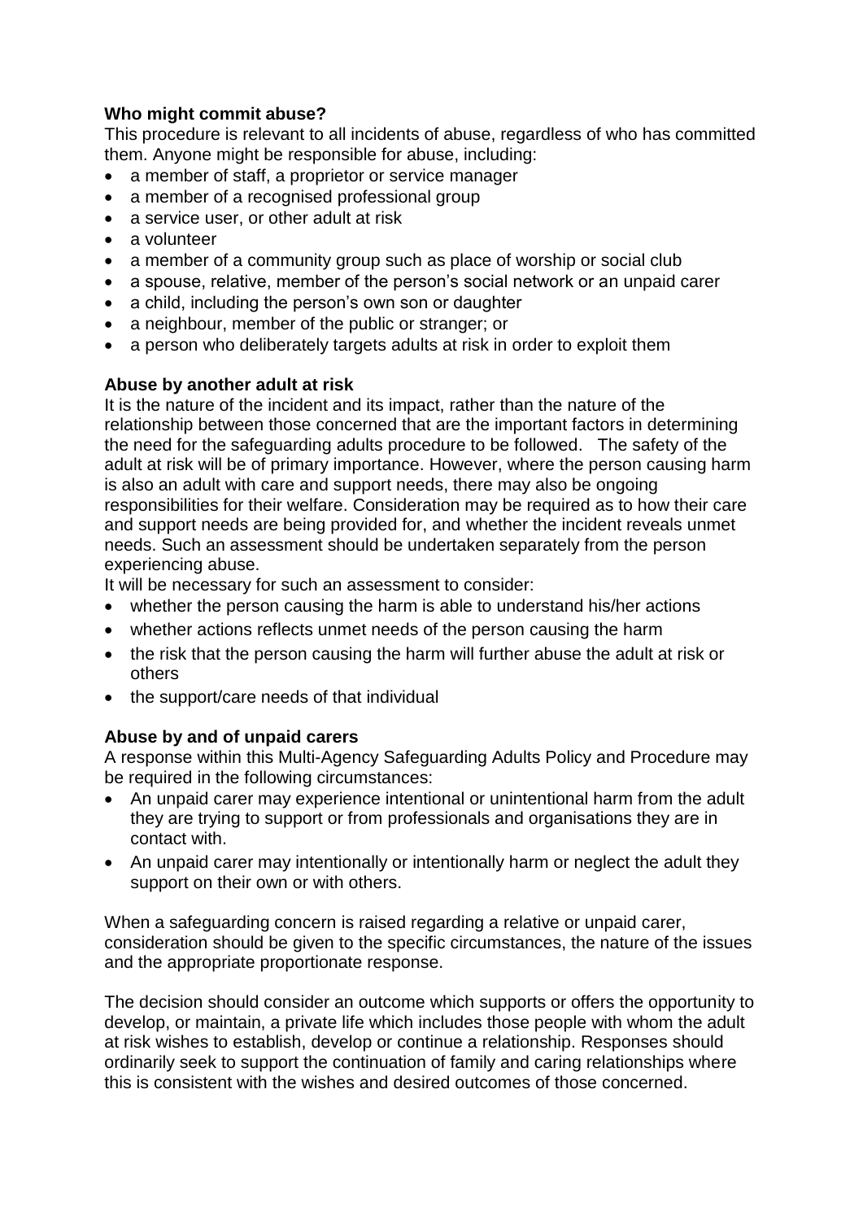**Who might commit abuse?**

This procedure is relevant to all incidents of abuse, regardless of who has committed them. Anyone might be responsible for abuse, including:

- a member of staff, a proprietor or service manager
- a member of a recognised professional group
- a service user, or other adult at risk
- a volunteer
- a member of a community group such as place of worship or social club
- a spouse, relative, member of the person's social network or an unpaid carer
- a child, including the person's own son or daughter
- a neighbour, member of the public or stranger; or
- a person who deliberately targets adults at risk in order to exploit them

**Abuse by another adult at risk**

It is the nature of the incident and its impact, rather than the nature of the relationship between those concerned that are the important factors in determining the need for the safeguarding adults procedure to be followed. The safety of the adult at risk will be of primary importance. However, where the person causing harm is also an adult with care and support needs, there may also be ongoing responsibilities for their welfare. Consideration may be required as to how their care and support needs are being provided for, and whether the incident reveals unmet needs. Such an assessment should be undertaken separately from the person experiencing abuse.

It will be necessary for such an assessment to consider:

- whether the person causing the harm is able to understand his/her actions
- whether actions reflects unmet needs of the person causing the harm
- the risk that the person causing the harm will further abuse the adult at risk or others
- the support/care needs of that individual

**Abuse by and of unpaid carers**

A response within this Multi-Agency Safeguarding Adults Policy and Procedure may be required in the following circumstances:

- An unpaid carer may experience intentional or unintentional harm from the adult they are trying to support or from professionals and organisations they are in contact with.
- An unpaid carer may intentionally or intentionally harm or neglect the adult they support on their own or with others.

When a safeguarding concern is raised regarding a relative or unpaid carer, consideration should be given to the specific circumstances, the nature of the issues and the appropriate proportionate response.

The decision should consider an outcome which supports or offers the opportunity to develop, or maintain, a private life which includes those people with whom the adult at risk wishes to establish, develop or continue a relationship. Responses should ordinarily seek to support the continuation of family and caring relationships where this is consistent with the wishes and desired outcomes of those concerned.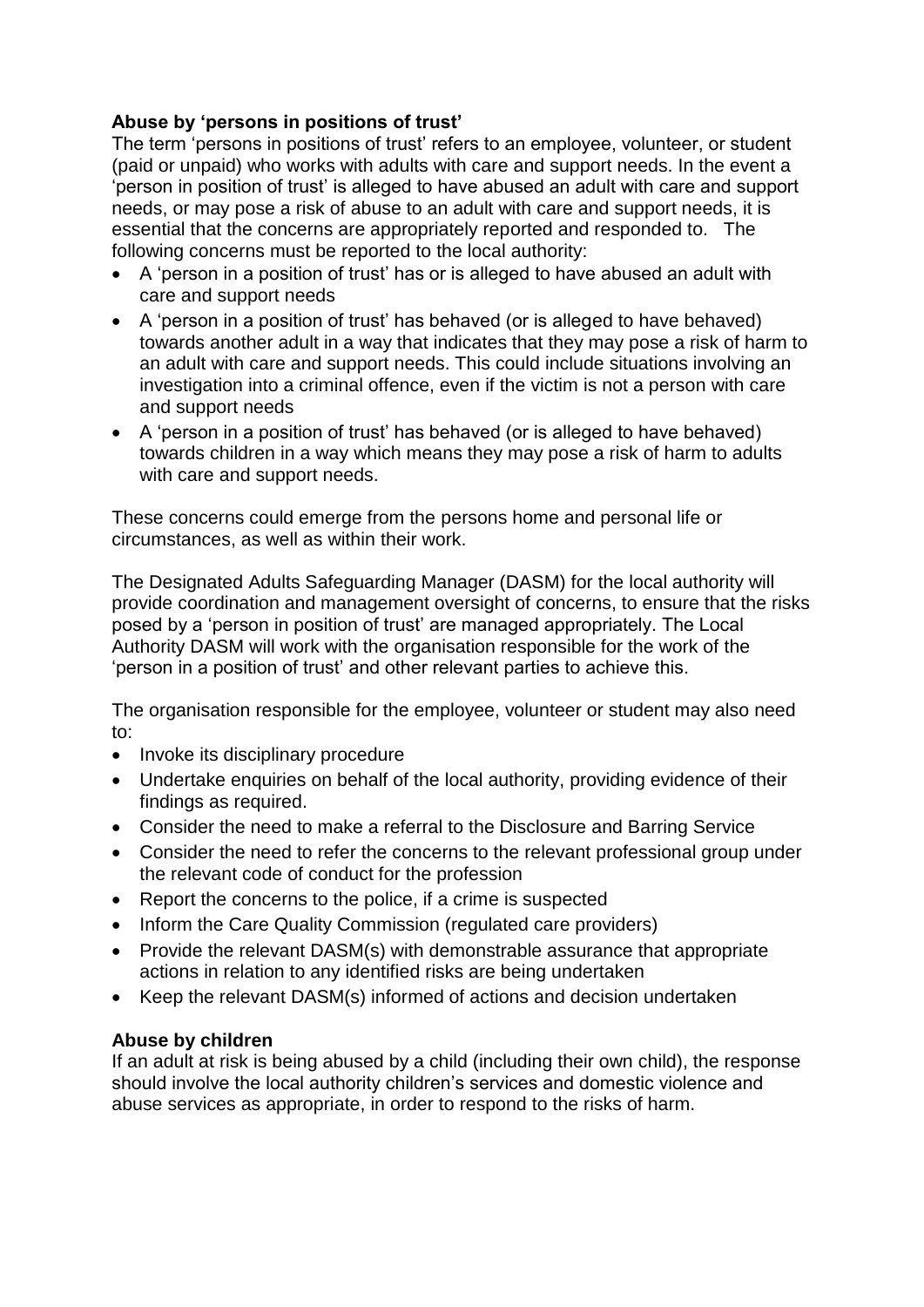**Abuse by 'persons in positions of trust'**

The term 'persons in positions of trust' refers to an employee, volunteer, or student (paid or unpaid) who works with adults with care and support needs. In the event a 'person in position of trust' is alleged to have abused an adult with care and support needs, or may pose a risk of abuse to an adult with care and support needs, it is essential that the concerns are appropriately reported and responded to. The following concerns must be reported to the local authority:

- A 'person in a position of trust' has or is alleged to have abused an adult with care and support needs
- A 'person in a position of trust' has behaved (or is alleged to have behaved) towards another adult in a way that indicates that they may pose a risk of harm to an adult with care and support needs. This could include situations involving an investigation into a criminal offence, even if the victim is not a person with care and support needs
- A 'person in a position of trust' has behaved (or is alleged to have behaved) towards children in a way which means they may pose a risk of harm to adults with care and support needs.

These concerns could emerge from the persons home and personal life or circumstances, as well as within their work.

The Designated Adults Safeguarding Manager (DASM) for the local authority will provide coordination and management oversight of concerns, to ensure that the risks posed by a 'person in position of trust' are managed appropriately. The Local Authority DASM will work with the organisation responsible for the work of the 'person in a position of trust' and other relevant parties to achieve this.

The organisation responsible for the employee, volunteer or student may also need to:

- Invoke its disciplinary procedure
- Undertake enquiries on behalf of the local authority, providing evidence of their findings as required.
- Consider the need to make a referral to the Disclosure and Barring Service
- Consider the need to refer the concerns to the relevant professional group under the relevant code of conduct for the profession
- Report the concerns to the police, if a crime is suspected
- Inform the Care Quality Commission (regulated care providers)
- Provide the relevant DASM(s) with demonstrable assurance that appropriate actions in relation to any identified risks are being undertaken
- Keep the relevant DASM(s) informed of actions and decision undertaken

**Abuse by children**

If an adult at risk is being abused by a child (including their own child), the response should involve the local authority children's services and domestic violence and abuse services as appropriate, in order to respond to the risks of harm.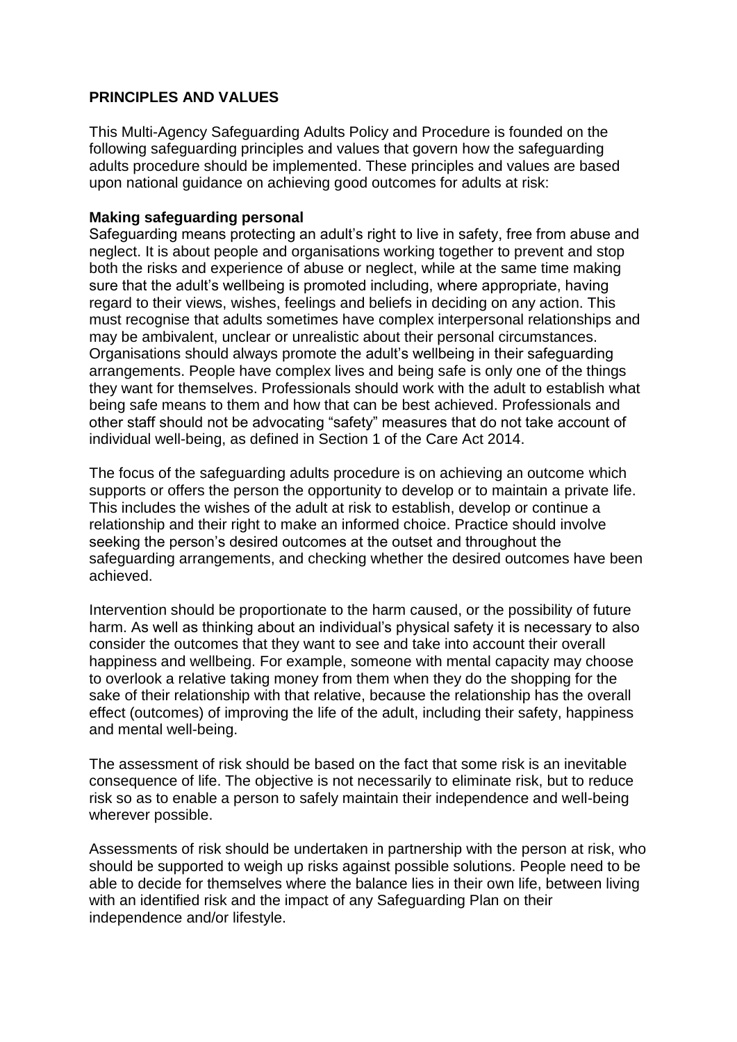## PRINCIPLES AND VALUES

This Multi-Agency Safeguarding Adults Policy and Procedure is founded on the following safeguarding principles and values that govern how the safeguarding adults procedure should be implemented. These principles and values are based upon national guidance on achieving good outcomes for adults at risk:

**Making safeguarding personal**

Safeguarding means protecting an adult's right to live in safety, free from abuse and neglect. It is about people and organisations working together to prevent and stop both the risks and experience of abuse or neglect, while at the same time making sure that the adult's wellbeing is promoted including, where appropriate, having regard to their views, wishes, feelings and beliefs in deciding on any action. This must recognise that adults sometimes have complex interpersonal relationships and may be ambivalent, unclear or unrealistic about their personal circumstances. Organisations should always promote the adult's wellbeing in their safeguarding arrangements. People have complex lives and being safe is only one of the things they want for themselves. Professionals should work with the adult to establish what being safe means to them and how that can be best achieved. Professionals and other staff should not be advocating "safety" measures that do not take account of individual well-being, as defined in Section 1 of the Care Act 2014.

The focus of the safeguarding adults procedure is on achieving an outcome which supports or offers the person the opportunity to develop or to maintain a private life. This includes the wishes of the adult at risk to establish, develop or continue a relationship and their right to make an informed choice. Practice should involve seeking the person's desired outcomes at the outset and throughout the safeguarding arrangements, and checking whether the desired outcomes have been achieved.

Intervention should be proportionate to the harm caused, or the possibility of future harm. As well as thinking about an individual's physical safety it is necessary to also consider the outcomes that they want to see and take into account their overall happiness and wellbeing. For example, someone with mental capacity may choose to overlook a relative taking money from them when they do the shopping for the sake of their relationship with that relative, because the relationship has the overall effect (outcomes) of improving the life of the adult, including their safety, happiness and mental well-being.

The assessment of risk should be based on the fact that some risk is an inevitable consequence of life. The objective is not necessarily to eliminate risk, but to reduce risk so as to enable a person to safely maintain their independence and well-being wherever possible.

Assessments of risk should be undertaken in partnership with the person at risk, who should be supported to weigh up risks against possible solutions. People need to be able to decide for themselves where the balance lies in their own life, between living with an identified risk and the impact of any Safeguarding Plan on their independence and/or lifestyle.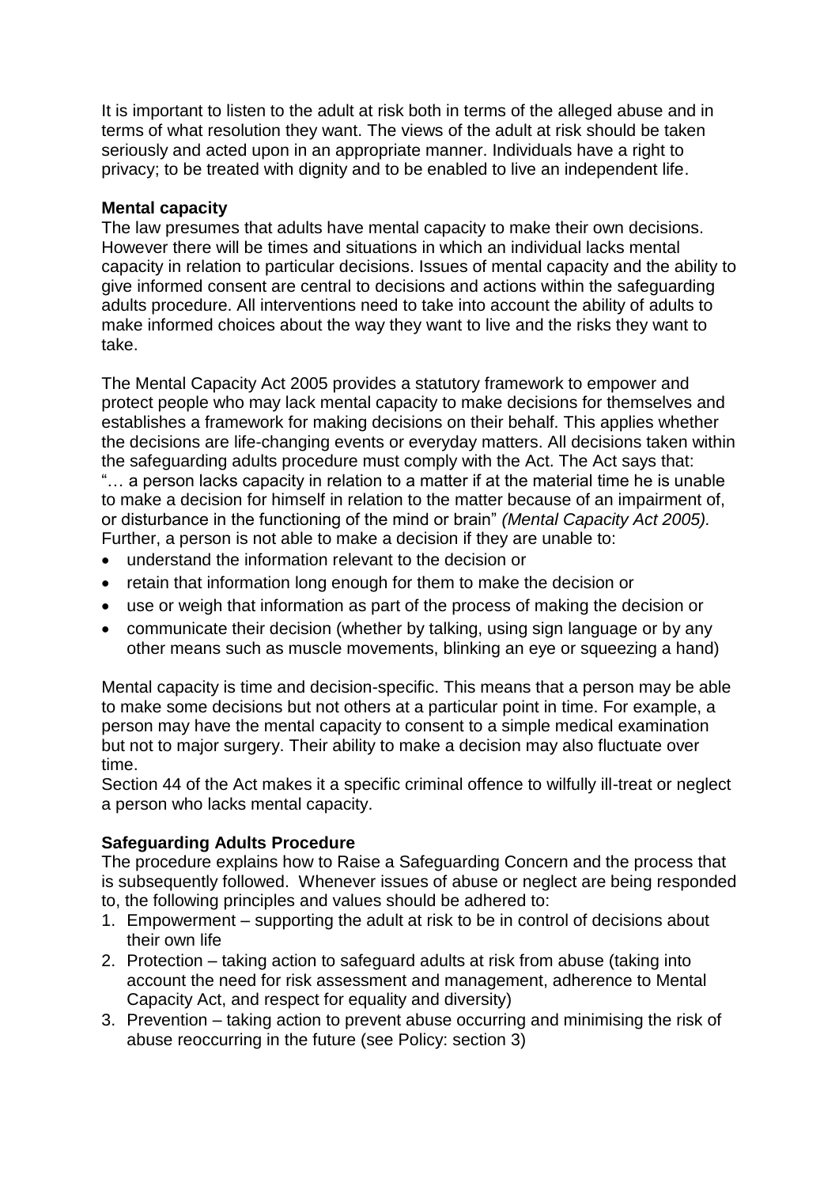It is important to listen to the adult at risk both in terms of the alleged abuse and in terms of what resolution they want. The views of the adult at risk should be taken seriously and acted upon in an appropriate manner. Individuals have a right to privacy; to be treated with dignity and to be enabled to live an independent life.

**Mental capacity**

The law presumes that adults have mental capacity to make their own decisions. However there will be times and situations in which an individual lacks mental capacity in relation to particular decisions. Issues of mental capacity and the ability to give informed consent are central to decisions and actions within the safeguarding adults procedure. All interventions need to take into account the ability of adults to make informed choices about the way they want to live and the risks they want to take.

The Mental Capacity Act 2005 provides a statutory framework to empower and protect people who may lack mental capacity to make decisions for themselves and establishes a framework for making decisions on their behalf. This applies whether the decisions are life-changing events or everyday matters. All decisions taken within the safeguarding adults procedure must comply with the Act. The Act says that: "… a person lacks capacity in relation to a matter if at the material time he is unable to make a decision for himself in relation to the matter because of an impairment of, or disturbance in the functioning of the mind or brain" *(Mental Capacity Act 2005).* Further, a person is not able to make a decision if they are unable to:

- understand the information relevant to the decision or
- retain that information long enough for them to make the decision or
- use or weigh that information as part of the process of making the decision or
- communicate their decision (whether by talking, using sign language or by any other means such as muscle movements, blinking an eye or squeezing a hand)

Mental capacity is time and decision-specific. This means that a person may be able to make some decisions but not others at a particular point in time. For example, a person may have the mental capacity to consent to a simple medical examination but not to major surgery. Their ability to make a decision may also fluctuate over time.

Section 44 of the Act makes it a specific criminal offence to wilfully ill-treat or neglect a person who lacks mental capacity.

**Safeguarding Adults Procedure**

The procedure explains how to Raise a Safeguarding Concern and the process that is subsequently followed. Whenever issues of abuse or neglect are being responded to, the following principles and values should be adhered to:

1. Empowerment – supporting the adult at risk to be in control of decisions about their own life
2. Protection – taking action to safeguard adults at risk from abuse (taking into account the need for risk assessment and management, adherence to Mental Capacity Act, and respect for equality and diversity)
3. Prevention – taking action to prevent abuse occurring and minimising the risk of abuse reoccurring in the future (see Policy: section 3)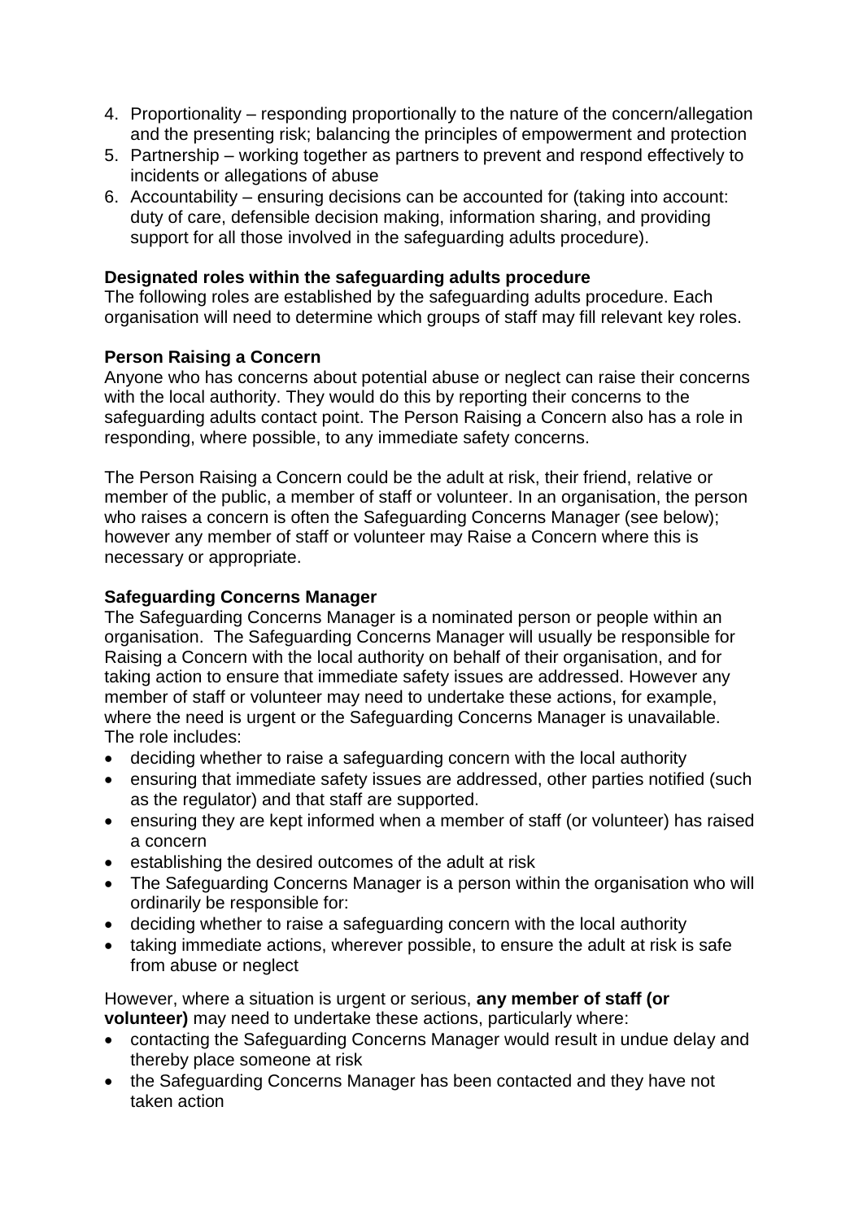4. Proportionality – responding proportionally to the nature of the concern/allegation and the presenting risk; balancing the principles of empowerment and protection
5. Partnership – working together as partners to prevent and respond effectively to incidents or allegations of abuse
6. Accountability – ensuring decisions can be accounted for (taking into account: duty of care, defensible decision making, information sharing, and providing support for all those involved in the safeguarding adults procedure).

**Designated roles within the safeguarding adults procedure**

The following roles are established by the safeguarding adults procedure. Each organisation will need to determine which groups of staff may fill relevant key roles.

**Person Raising a Concern**

Anyone who has concerns about potential abuse or neglect can raise their concerns with the local authority. They would do this by reporting their concerns to the safeguarding adults contact point. The Person Raising a Concern also has a role in responding, where possible, to any immediate safety concerns.

The Person Raising a Concern could be the adult at risk, their friend, relative or member of the public, a member of staff or volunteer. In an organisation, the person who raises a concern is often the Safeguarding Concerns Manager (see below); however any member of staff or volunteer may Raise a Concern where this is necessary or appropriate.

**Safeguarding Concerns Manager**

The Safeguarding Concerns Manager is a nominated person or people within an organisation. The Safeguarding Concerns Manager will usually be responsible for Raising a Concern with the local authority on behalf of their organisation, and for taking action to ensure that immediate safety issues are addressed. However any member of staff or volunteer may need to undertake these actions, for example, where the need is urgent or the Safeguarding Concerns Manager is unavailable. The role includes:

- deciding whether to raise a safeguarding concern with the local authority
- ensuring that immediate safety issues are addressed, other parties notified (such as the regulator) and that staff are supported.
- ensuring they are kept informed when a member of staff (or volunteer) has raised a concern
- establishing the desired outcomes of the adult at risk
- The Safeguarding Concerns Manager is a person within the organisation who will ordinarily be responsible for:
- deciding whether to raise a safeguarding concern with the local authority
- taking immediate actions, wherever possible, to ensure the adult at risk is safe from abuse or neglect

However, where a situation is urgent or serious, **any member of staff (or volunteer)** may need to undertake these actions, particularly where:

- contacting the Safeguarding Concerns Manager would result in undue delay and thereby place someone at risk
- the Safeguarding Concerns Manager has been contacted and they have not taken action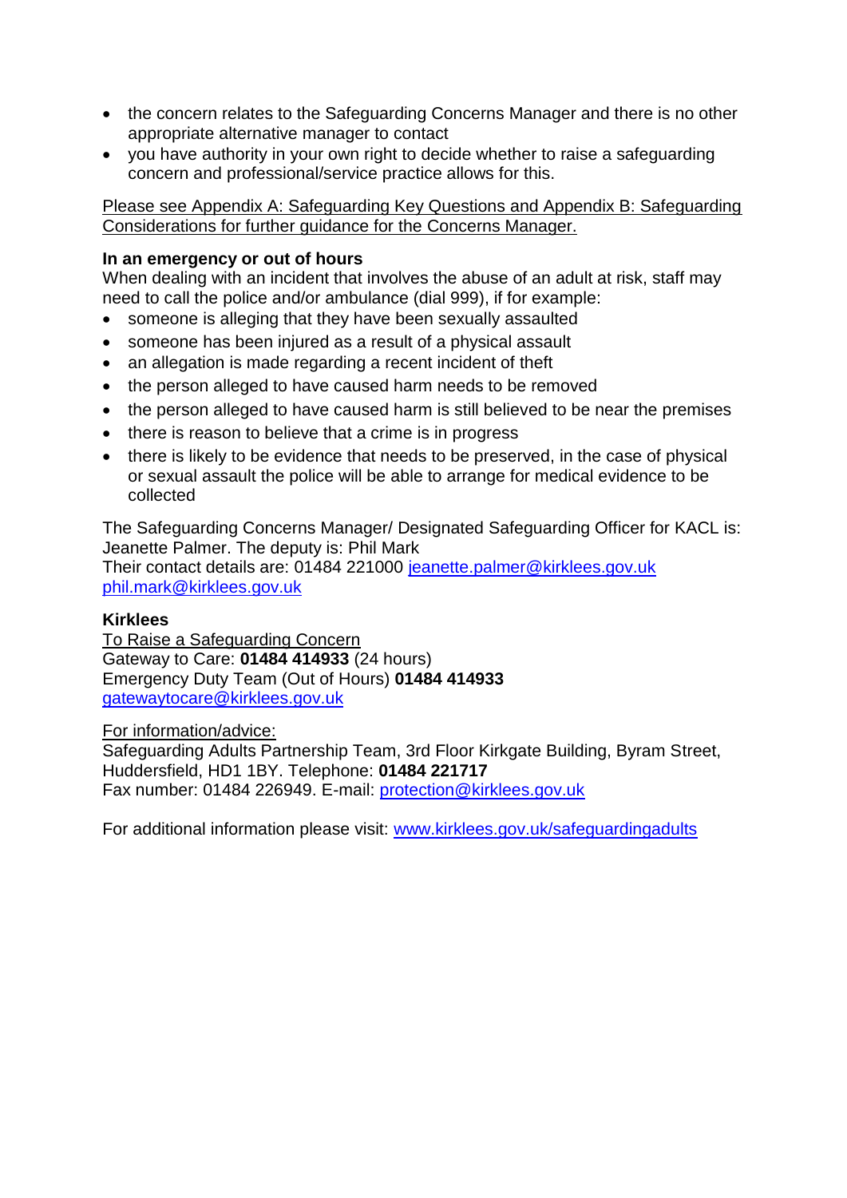- the concern relates to the Safeguarding Concerns Manager and there is no other appropriate alternative manager to contact
- you have authority in your own right to decide whether to raise a safeguarding concern and professional/service practice allows for this.

Please see Appendix A: Safeguarding Key Questions and Appendix B: Safeguarding Considerations for further guidance for the Concerns Manager.

**In an emergency or out of hours**
When dealing with an incident that involves the abuse of an adult at risk, staff may need to call the police and/or ambulance (dial 999), if for example:

- someone is alleging that they have been sexually assaulted
- someone has been injured as a result of a physical assault
- an allegation is made regarding a recent incident of theft
- the person alleged to have caused harm needs to be removed
- the person alleged to have caused harm is still believed to be near the premises
- there is reason to believe that a crime is in progress
- there is likely to be evidence that needs to be preserved, in the case of physical or sexual assault the police will be able to arrange for medical evidence to be collected

The Safeguarding Concerns Manager/ Designated Safeguarding Officer for KACL is: Jeanette Palmer. The deputy is: Phil Mark
Their contact details are: 01484 221000 jeanette.palmer@kirklees.gov.uk phil.mark@kirklees.gov.uk

**Kirklees**
To Raise a Safeguarding Concern
Gateway to Care: **01484 414933** (24 hours)
Emergency Duty Team (Out of Hours) **01484 414933**
gatewaytocare@kirklees.gov.uk

For information/advice:
Safeguarding Adults Partnership Team, 3rd Floor Kirkgate Building, Byram Street, Huddersfield, HD1 1BY. Telephone: **01484 221717**
Fax number: 01484 226949. E-mail: protection@kirklees.gov.uk

For additional information please visit: www.kirklees.gov.uk/safeguardingadults